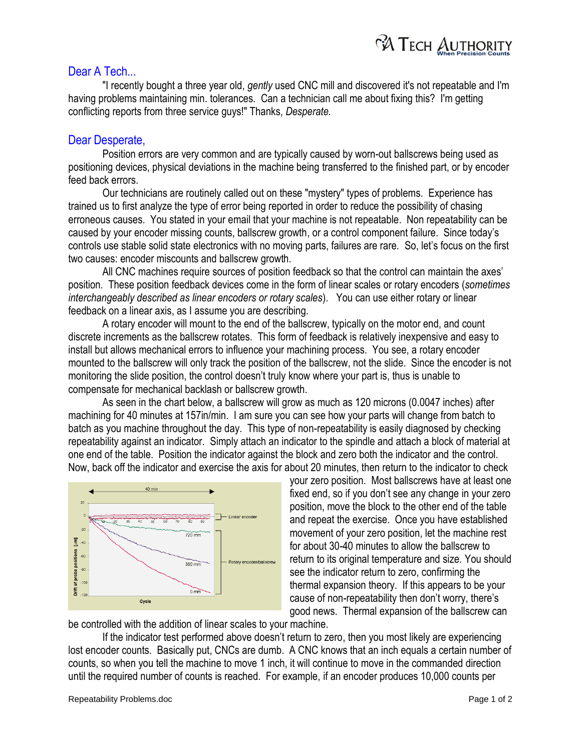## Dear A Tech...

"I recently bought a three year old, *gently* used CNC mill and discovered it's not repeatable and I'm having problems maintaining min. tolerances. Can a technician call me about fixing this? I'm getting conflicting reports from three service guys!" Thanks, *Desperate.*

## Dear Desperate,

Position errors are very common and are typically caused by worn-out ballscrews being used as positioning devices, physical deviations in the machine being transferred to the finished part, or by encoder feed back errors.

Our technicians are routinely called out on these "mystery" types of problems. Experience has trained us to first analyze the type of error being reported in order to reduce the possibility of chasing erroneous causes. You stated in your email that your machine is not repeatable. Non repeatability can be caused by your encoder missing counts, ballscrew growth, or a control component failure. Since today's controls use stable solid state electronics with no moving parts, failures are rare. So, let's focus on the first two causes: encoder miscounts and ballscrew growth.

All CNC machines require sources of position feedback so that the control can maintain the axes' position. These position feedback devices come in the form of linear scales or rotary encoders (*sometimes interchangeably described as linear encoders or rotary scales*). You can use either rotary or linear feedback on a linear axis, as I assume you are describing.

A rotary encoder will mount to the end of the ballscrew, typically on the motor end, and count discrete increments as the ballscrew rotates. This form of feedback is relatively inexpensive and easy to install but allows mechanical errors to influence your machining process. You see, a rotary encoder mounted to the ballscrew will only track the position of the ballscrew, not the slide. Since the encoder is not monitoring the slide position, the control doesn't truly know where your part is, thus is unable to compensate for mechanical backlash or ballscrew growth.

As seen in the chart below, a ballscrew will grow as much as 120 microns (0.0047 inches) after machining for 40 minutes at 157in/min. I am sure you can see how your parts will change from batch to batch as you machine throughout the day. This type of non-repeatability is easily diagnosed by checking repeatability against an indicator. Simply attach an indicator to the spindle and attach a block of material at one end of the table. Position the indicator against the block and zero both the indicator and the control. Now, back off the indicator and exercise the axis for about 20 minutes, then return to the indicator to check your zero position. Most ballscrews have at least one fixed end, so if you don't see any change in your zero position, move the block to the other end of the table and repeat the exercise. Once you have established movement of your zero position, let the machine rest for about 30-40 minutes to allow the ballscrew to return to its original temperature and size. You should see the indicator return to zero, confirming the thermal expansion theory. If this appears to be your cause of non-repeatability then don't worry, there's good news. Thermal expansion of the ballscrew can be controlled with the addition of linear scales to your machine.

If the indicator test performed above doesn't return to zero, then you most likely are experiencing lost encoder counts. Basically put, CNCs are dumb. A CNC knows that an inch equals a certain number of counts, so when you tell the machine to move 1 inch, it will continue to move in the commanded direction until the required number of counts is reached. For example, if an encoder produces 10,000 counts per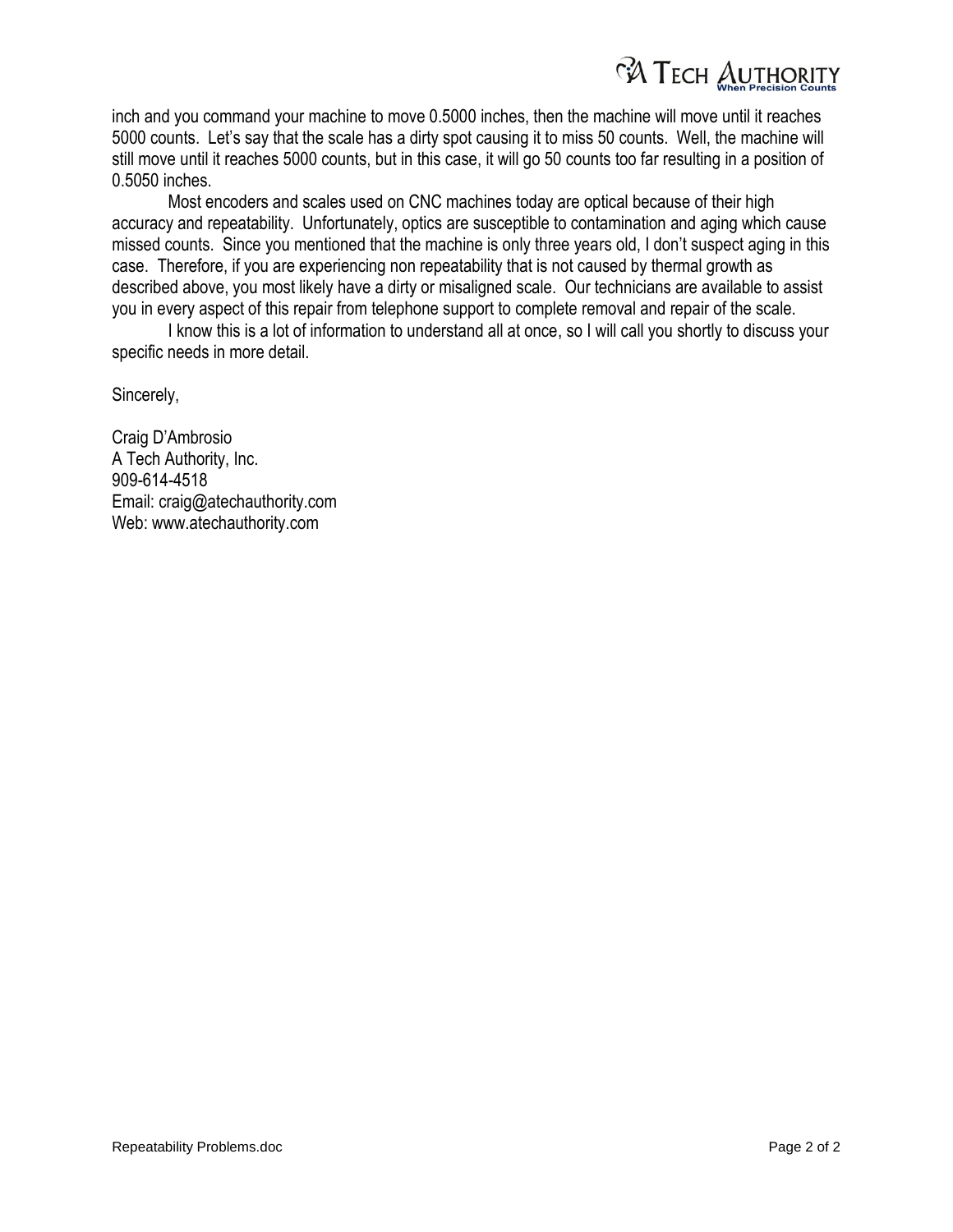inch and you command your machine to move 0.5000 inches, then the machine will move until it reaches 5000 counts. Let's say that the scale has a dirty spot causing it to miss 50 counts. Well, the machine will still move until it reaches 5000 counts, but in this case, it will go 50 counts too far resulting in a position of 0.5050 inches.

Most encoders and scales used on CNC machines today are optical because of their high accuracy and repeatability. Unfortunately, optics are susceptible to contamination and aging which cause missed counts. Since you mentioned that the machine is only three years old, I don't suspect aging in this case. Therefore, if you are experiencing non repeatability that is not caused by thermal growth as described above, you most likely have a dirty or misaligned scale. Our technicians are available to assist you in every aspect of this repair from telephone support to complete removal and repair of the scale.

I know this is a lot of information to understand all at once, so I will call you shortly to discuss your specific needs in more detail.

Sincerely,

Craig D'Ambrosio
A Tech Authority, Inc.
909-614-4518
Email: craig@atechauthority.com
Web: www.atechauthority.com